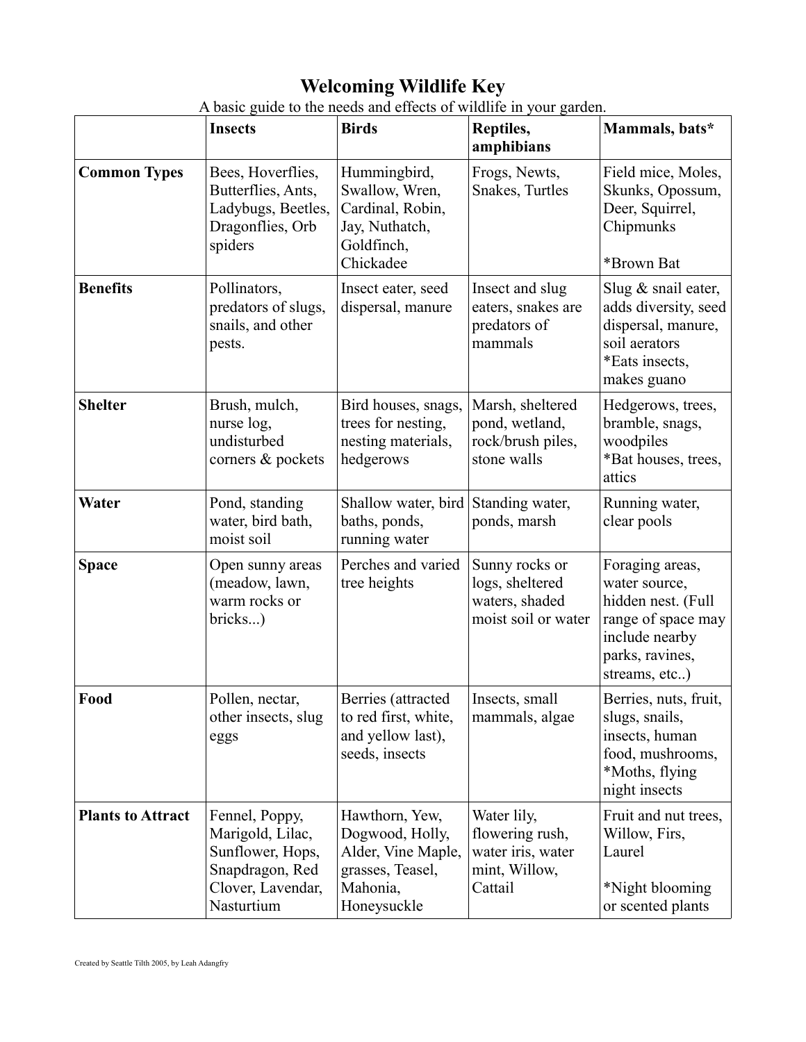# Welcoming Wildlife Key

A basic guide to the needs and effects of wildlife in your garden.

| | Insects | Birds | Reptiles, amphibians | Mammals, bats* |
|---|---|---|---|---|
| **Common Types** | Bees, Hoverflies, Butterflies, Ants, Ladybugs, Beetles, Dragonflies, Orb spiders | Hummingbird, Swallow, Wren, Cardinal, Robin, Jay, Nuthatch, Goldfinch, Chickadee | Frogs, Newts, Snakes, Turtles | Field mice, Moles, Skunks, Opossum, Deer, Squirrel, Chipmunks<br><br>*Brown Bat |
| **Benefits** | Pollinators, predators of slugs, snails, and other pests. | Insect eater, seed dispersal, manure | Insect and slug eaters, snakes are predators of mammals | Slug & snail eater, adds diversity, seed dispersal, manure, soil aerators<br>*Eats insects, makes guano |
| **Shelter** | Brush, mulch, nurse log, undisturbed corners & pockets | Bird houses, snags, trees for nesting, nesting materials, hedgerows | Marsh, sheltered pond, wetland, rock/brush piles, stone walls | Hedgerows, trees, bramble, snags, woodpiles<br>*Bat houses, trees, attics |
| **Water** | Pond, standing water, bird bath, moist soil | Shallow water, bird baths, ponds, running water | Standing water, ponds, marsh | Running water, clear pools |
| **Space** | Open sunny areas (meadow, lawn, warm rocks or bricks...) | Perches and varied tree heights | Sunny rocks or logs, sheltered waters, shaded moist soil or water | Foraging areas, water source, hidden nest. (Full range of space may include nearby parks, ravines, streams, etc..) |
| **Food** | Pollen, nectar, other insects, slug eggs | Berries (attracted to red first, white, and yellow last), seeds, insects | Insects, small mammals, algae | Berries, nuts, fruit, slugs, snails, insects, human food, mushrooms,<br>*Moths, flying night insects |
| **Plants to Attract** | Fennel, Poppy, Marigold, Lilac, Sunflower, Hops, Snapdragon, Red Clover, Lavendar, Nasturtium | Hawthorn, Yew, Dogwood, Holly, Alder, Vine Maple, grasses, Teasel, Mahonia, Honeysuckle | Water lily, flowering rush, water iris, water mint, Willow, Cattail | Fruit and nut trees, Willow, Firs, Laurel<br><br>*Night blooming or scented plants |

Created by Seattle Tilth 2005, by Leah Adangfry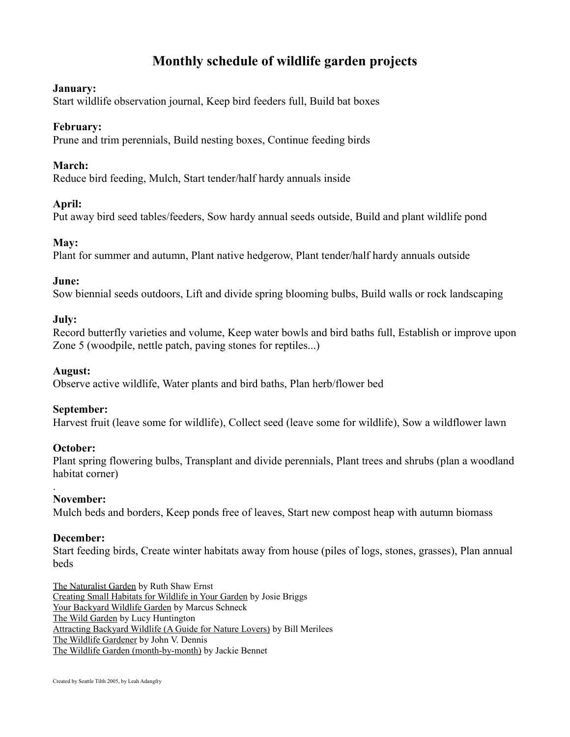# Monthly schedule of wildlife garden projects

**January:**
Start wildlife observation journal, Keep bird feeders full, Build bat boxes

**February:**
Prune and trim perennials, Build nesting boxes, Continue feeding birds

**March:**
Reduce bird feeding, Mulch, Start tender/half hardy annuals inside

**April:**
Put away bird seed tables/feeders, Sow hardy annual seeds outside, Build and plant wildlife pond

**May:**
Plant for summer and autumn, Plant native hedgerow, Plant tender/half hardy annuals outside

**June:**
Sow biennial seeds outdoors, Lift and divide spring blooming bulbs, Build walls or rock landscaping

**July:**
Record butterfly varieties and volume, Keep water bowls and bird baths full, Establish or improve upon Zone 5 (woodpile, nettle patch, paving stones for reptiles...)

**August:**
Observe active wildlife, Water plants and bird baths, Plan herb/flower bed

**September:**
Harvest fruit (leave some for wildlife), Collect seed (leave some for wildlife), Sow a wildflower lawn

**October:**
Plant spring flowering bulbs, Transplant and divide perennials, Plant trees and shrubs (plan a woodland habitat corner)

.

**November:**
Mulch beds and borders, Keep ponds free of leaves, Start new compost heap with autumn biomass

**December:**
Start feeding birds, Create winter habitats away from house (piles of logs, stones, grasses), Plan annual beds

The Naturalist Garden by Ruth Shaw Ernst
Creating Small Habitats for Wildlife in Your Garden by Josie Briggs
Your Backyard Wildlife Garden by Marcus Schneck
The Wild Garden by Lucy Huntington
Attracting Backyard Wildlife (A Guide for Nature Lovers) by Bill Merilees
The Wildlife Gardener by John V. Dennis
The Wildlife Garden (month-by-month) by Jackie Bennet

Created by Seattle Tilth 2005, by Leah Adangfry